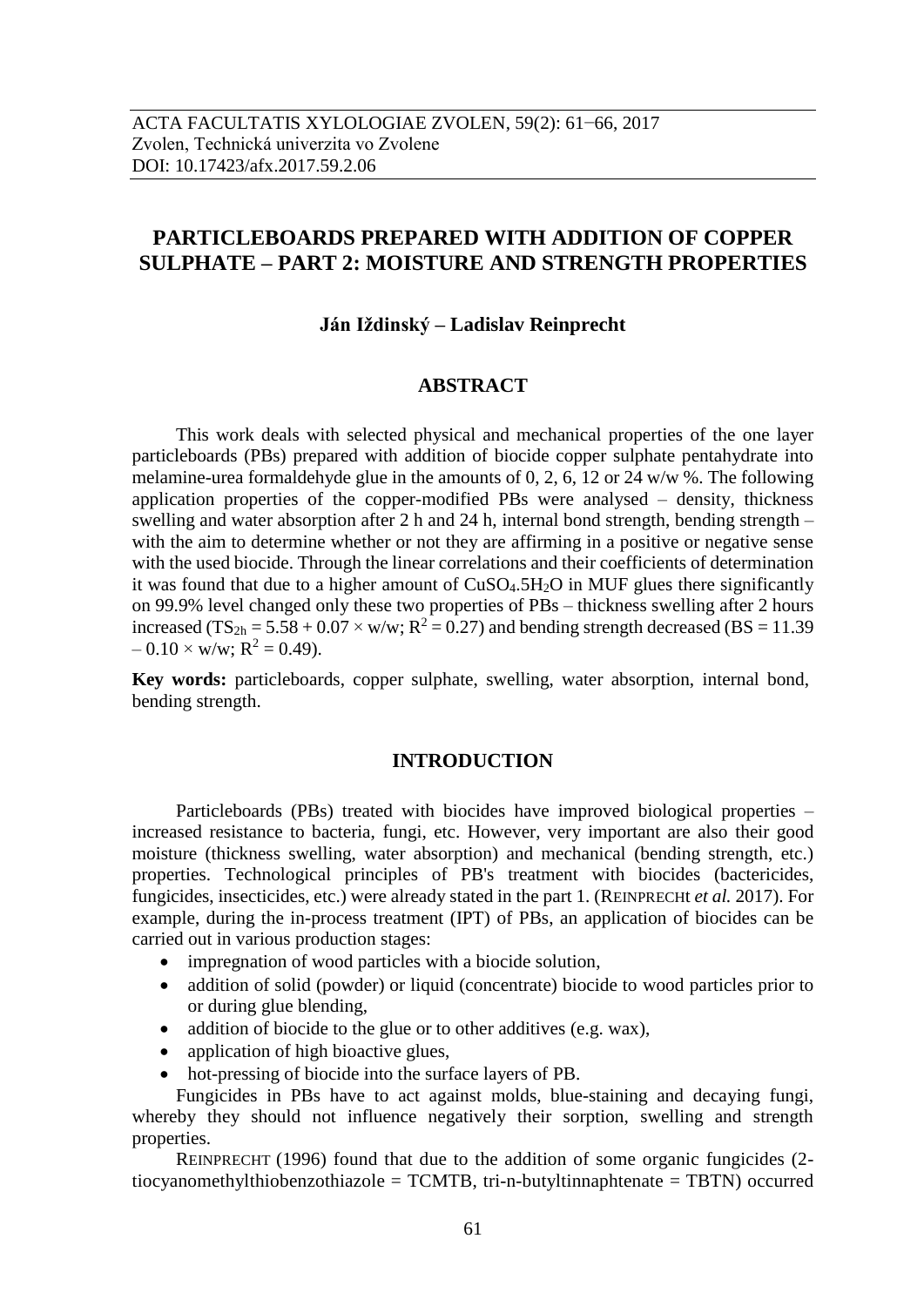ACTA FACULTATIS XYLOLOGIAE ZVOLEN, 59(2): 61−66, 2017
Zvolen, Technická univerzita vo Zvolene
DOI: 10.17423/afx.2017.59.2.06

# PARTICLEBOARDS PREPARED WITH ADDITION OF COPPER SULPHATE – PART 2: MOISTURE AND STRENGTH PROPERTIES

**Ján Iždinský – Ladislav Reinprecht**

## ABSTRACT

This work deals with selected physical and mechanical properties of the one layer particleboards (PBs) prepared with addition of biocide copper sulphate pentahydrate into melamine-urea formaldehyde glue in the amounts of 0, 2, 6, 12 or 24 w/w %. The following application properties of the copper-modified PBs were analysed – density, thickness swelling and water absorption after 2 h and 24 h, internal bond strength, bending strength – with the aim to determine whether or not they are affirming in a positive or negative sense with the used biocide. Through the linear correlations and their coefficients of determination it was found that due to a higher amount of $CuSO_4.5H_2O$ in MUF glues there significantly on 99.9% level changed only these two properties of PBs – thickness swelling after 2 hours increased ($TS_{2h} = 5.58 + 0.07 \times w/w$; $R^2 = 0.27$) and bending strength decreased ($BS = 11.39 - 0.10 \times w/w$; $R^2 = 0.49$).

**Key words:** particleboards, copper sulphate, swelling, water absorption, internal bond, bending strength.

## INTRODUCTION

Particleboards (PBs) treated with biocides have improved biological properties – increased resistance to bacteria, fungi, etc. However, very important are also their good moisture (thickness swelling, water absorption) and mechanical (bending strength, etc.) properties. Technological principles of PB's treatment with biocides (bactericides, fungicides, insecticides, etc.) were already stated in the part 1. (REINPRECHT *et al.* 2017). For example, during the in-process treatment (IPT) of PBs, an application of biocides can be carried out in various production stages:

- impregnation of wood particles with a biocide solution,
- addition of solid (powder) or liquid (concentrate) biocide to wood particles prior to or during glue blending,
- addition of biocide to the glue or to other additives (e.g. wax),
- application of high bioactive glues,
- hot-pressing of biocide into the surface layers of PB.

Fungicides in PBs have to act against molds, blue-staining and decaying fungi, whereby they should not influence negatively their sorption, swelling and strength properties.

REINPRECHT (1996) found that due to the addition of some organic fungicides (2-tiocyanomethylthiobenzothiazole = TCMTB, tri-n-butyltinnaphtenate = TBTN) occurred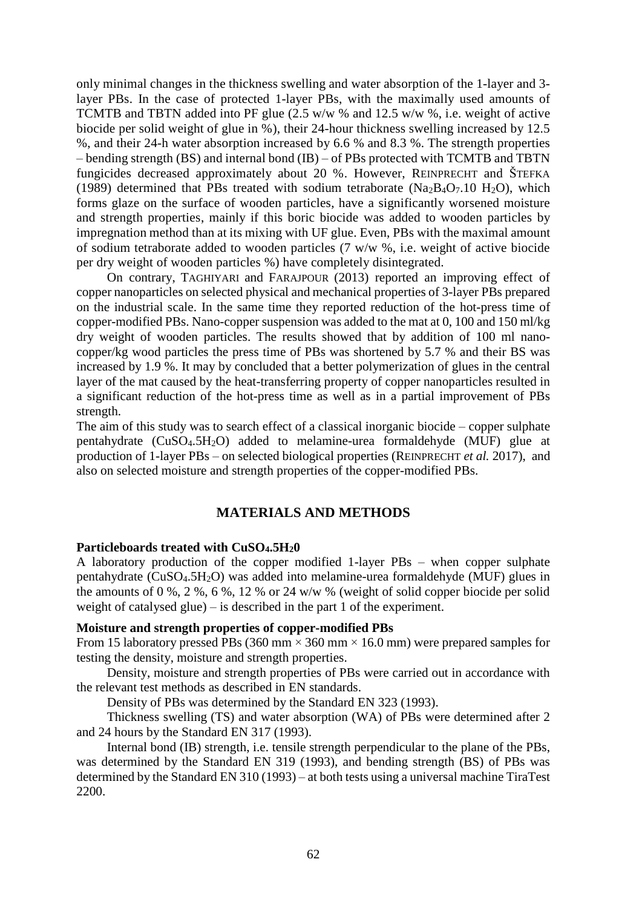only minimal changes in the thickness swelling and water absorption of the 1-layer and 3-layer PBs. In the case of protected 1-layer PBs, with the maximally used amounts of TCMTB and TBTN added into PF glue (2.5 w/w % and 12.5 w/w %, i.e. weight of active biocide per solid weight of glue in %), their 24-hour thickness swelling increased by 12.5 %, and their 24-h water absorption increased by 6.6 % and 8.3 %. The strength properties – bending strength (BS) and internal bond (IB) – of PBs protected with TCMTB and TBTN fungicides decreased approximately about 20 %. However, REINPRECHT and ŠTEFKA (1989) determined that PBs treated with sodium tetraborate ($Na_2B_4O_7.10\ H_2O$), which forms glaze on the surface of wooden particles, have a significantly worsened moisture and strength properties, mainly if this boric biocide was added to wooden particles by impregnation method than at its mixing with UF glue. Even, PBs with the maximal amount of sodium tetraborate added to wooden particles (7 w/w %, i.e. weight of active biocide per dry weight of wooden particles %) have completely disintegrated.

On contrary, TAGHIYARI and FARAJPOUR (2013) reported an improving effect of copper nanoparticles on selected physical and mechanical properties of 3-layer PBs prepared on the industrial scale. In the same time they reported reduction of the hot-press time of copper-modified PBs. Nano-copper suspension was added to the mat at 0, 100 and 150 ml/kg dry weight of wooden particles. The results showed that by addition of 100 ml nano-copper/kg wood particles the press time of PBs was shortened by 5.7 % and their BS was increased by 1.9 %. It may by concluded that a better polymerization of glues in the central layer of the mat caused by the heat-transferring property of copper nanoparticles resulted in a significant reduction of the hot-press time as well as in a partial improvement of PBs strength.

The aim of this study was to search effect of a classical inorganic biocide – copper sulphate pentahydrate ($CuSO_4.5H_2O$) added to melamine-urea formaldehyde (MUF) glue at production of 1-layer PBs – on selected biological properties (REINPRECHT *et al.* 2017), and also on selected moisture and strength properties of the copper-modified PBs.

## MATERIALS AND METHODS

**Particleboards treated with $CuSO_4.5H_20$**

A laboratory production of the copper modified 1-layer PBs – when copper sulphate pentahydrate ($CuSO_4.5H_2O$) was added into melamine-urea formaldehyde (MUF) glues in the amounts of 0 %, 2 %, 6 %, 12 % or 24 w/w % (weight of solid copper biocide per solid weight of catalysed glue) – is described in the part 1 of the experiment.

**Moisture and strength properties of copper-modified PBs**

From 15 laboratory pressed PBs (360 mm × 360 mm × 16.0 mm) were prepared samples for testing the density, moisture and strength properties.

Density, moisture and strength properties of PBs were carried out in accordance with the relevant test methods as described in EN standards.

Density of PBs was determined by the Standard EN 323 (1993).

Thickness swelling (TS) and water absorption (WA) of PBs were determined after 2 and 24 hours by the Standard EN 317 (1993).

Internal bond (IB) strength, i.e. tensile strength perpendicular to the plane of the PBs, was determined by the Standard EN 319 (1993), and bending strength (BS) of PBs was determined by the Standard EN 310 (1993) – at both tests using a universal machine TiraTest 2200.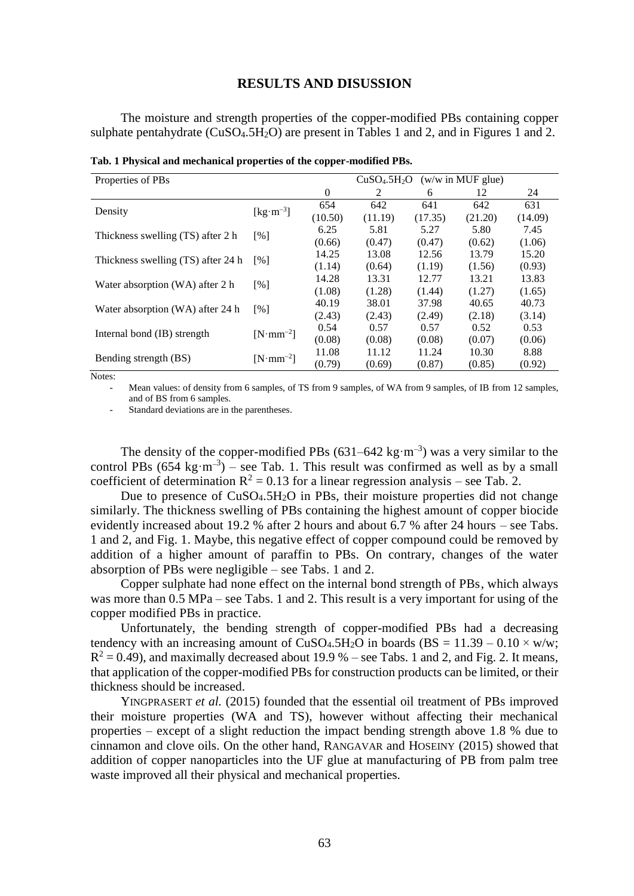## RESULTS AND DISUSSION

The moisture and strength properties of the copper-modified PBs containing copper sulphate pentahydrate ($CuSO_4.5H_2O$) are present in Tables 1 and 2, and in Figures 1 and 2.

**Tab. 1 Physical and mechanical properties of the copper-modified PBs.**

| Properties of PBs | | $CuSO_4.5H_2O$ (w/w in MUF glue) | | | | |
|---|---|---|---|---|---|---|
| | | 0 | 2 | 6 | 12 | 24 |
| Density | [kg·m$^{-3}$] | 654 (10.50) | 642 (11.19) | 641 (17.35) | 642 (21.20) | 631 (14.09) |
| Thickness swelling (TS) after 2 h | [%] | 6.25 (0.66) | 5.81 (0.47) | 5.27 (0.47) | 5.80 (0.62) | 7.45 (1.06) |
| Thickness swelling (TS) after 24 h | [%] | 14.25 (1.14) | 13.08 (0.64) | 12.56 (1.19) | 13.79 (1.56) | 15.20 (0.93) |
| Water absorption (WA) after 2 h | [%] | 14.28 (1.08) | 13.31 (1.28) | 12.77 (1.44) | 13.21 (1.27) | 13.83 (1.65) |
| Water absorption (WA) after 24 h | [%] | 40.19 (2.43) | 38.01 (2.43) | 37.98 (2.49) | 40.65 (2.18) | 40.73 (3.14) |
| Internal bond (IB) strength | [N·mm$^{-2}$] | 0.54 (0.08) | 0.57 (0.08) | 0.57 (0.08) | 0.52 (0.07) | 0.53 (0.06) |
| Bending strength (BS) | [N·mm$^{-2}$] | 11.08 (0.79) | 11.12 (0.69) | 11.24 (0.87) | 10.30 (0.85) | 8.88 (0.92) |

Notes:

- Mean values: of density from 6 samples, of TS from 9 samples, of WA from 9 samples, of IB from 12 samples, and of BS from 6 samples.
- Standard deviations are in the parentheses.

The density of the copper-modified PBs (631–642 kg·m$^{-3}$) was a very similar to the control PBs (654 kg·m$^{-3}$) – see Tab. 1. This result was confirmed as well as by a small coefficient of determination $R^2 = 0.13$ for a linear regression analysis – see Tab. 2.

Due to presence of $CuSO_4.5H_2O$ in PBs, their moisture properties did not change similarly. The thickness swelling of PBs containing the highest amount of copper biocide evidently increased about 19.2 % after 2 hours and about 6.7 % after 24 hours – see Tabs. 1 and 2, and Fig. 1. Maybe, this negative effect of copper compound could be removed by addition of a higher amount of paraffin to PBs. On contrary, changes of the water absorption of PBs were negligible – see Tabs. 1 and 2.

Copper sulphate had none effect on the internal bond strength of PBs, which always was more than 0.5 MPa – see Tabs. 1 and 2. This result is a very important for using of the copper modified PBs in practice.

Unfortunately, the bending strength of copper-modified PBs had a decreasing tendency with an increasing amount of $CuSO_4.5H_2O$ in boards ($BS = 11.39 - 0.10 \times w/w$; $R^2 = 0.49$), and maximally decreased about 19.9 % – see Tabs. 1 and 2, and Fig. 2. It means, that application of the copper-modified PBs for construction products can be limited, or their thickness should be increased.

YINGPRASERT *et al.* (2015) founded that the essential oil treatment of PBs improved their moisture properties (WA and TS), however without affecting their mechanical properties – except of a slight reduction the impact bending strength above 1.8 % due to cinnamon and clove oils. On the other hand, RANGAVAR and HOSEINY (2015) showed that addition of copper nanoparticles into the UF glue at manufacturing of PB from palm tree waste improved all their physical and mechanical properties.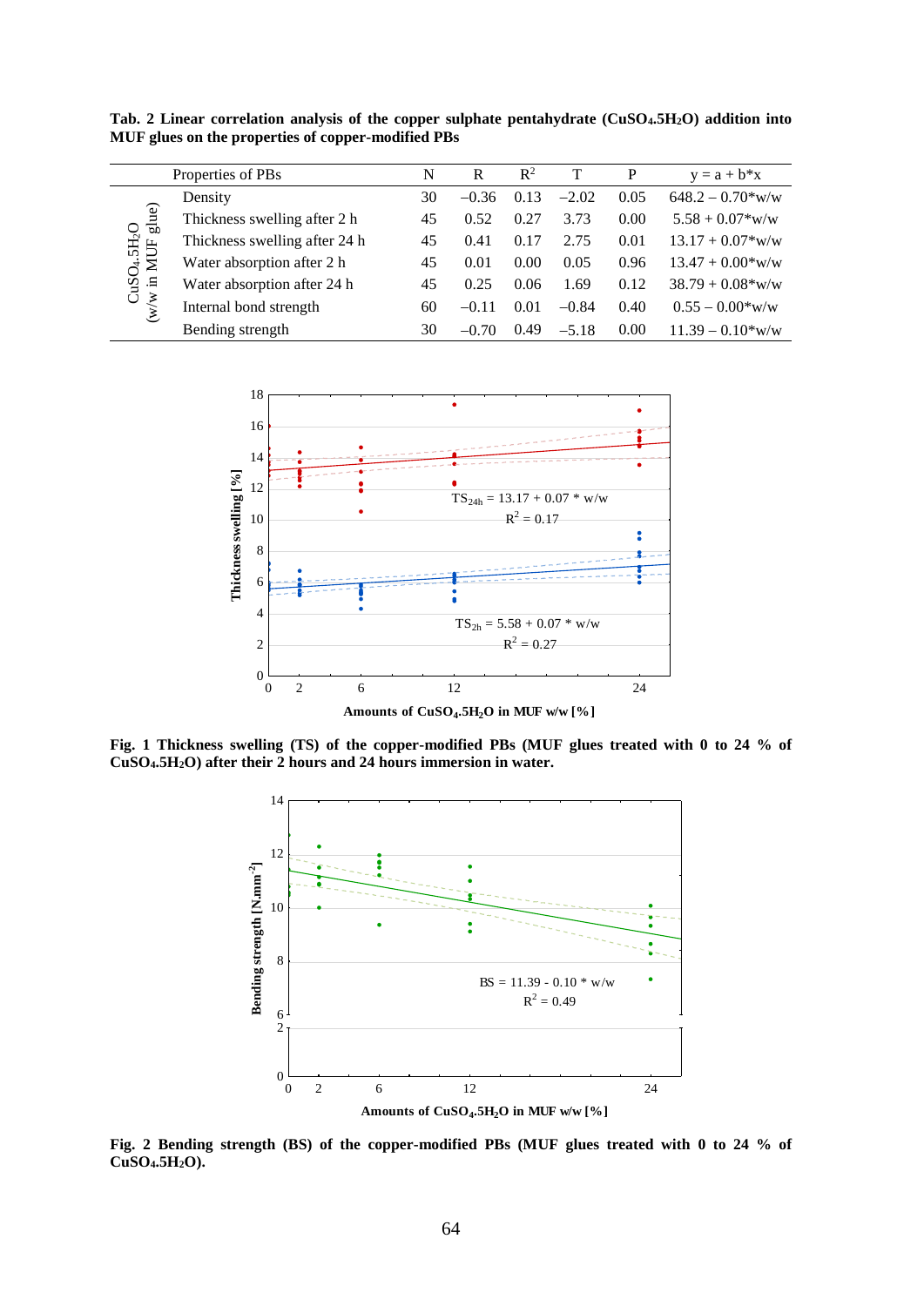**Tab. 2 Linear correlation analysis of the copper sulphate pentahydrate ($CuSO_4.5H_2O$) addition into MUF glues on the properties of copper-modified PBs**

| | Properties of PBs | N | R | $R^2$ | T | P | y = a + b*x |
|---|---|---|---|---|---|---|---|
| $CuSO_4.5H_2O$ (w/w in MUF glue) | Density | 30 | −0.36 | 0.13 | −2.02 | 0.05 | 648.2 – 0.70*w/w |
| | Thickness swelling after 2 h | 45 | 0.52 | 0.27 | 3.73 | 0.00 | 5.58 + 0.07*w/w |
| | Thickness swelling after 24 h | 45 | 0.41 | 0.17 | 2.75 | 0.01 | 13.17 + 0.07*w/w |
| | Water absorption after 2 h | 45 | 0.01 | 0.00 | 0.05 | 0.96 | 13.47 + 0.00*w/w |
| | Water absorption after 24 h | 45 | 0.25 | 0.06 | 1.69 | 0.12 | 38.79 + 0.08*w/w |
| | Internal bond strength | 60 | −0.11 | 0.01 | −0.84 | 0.40 | 0.55 – 0.00*w/w |
| | Bending strength | 30 | −0.70 | 0.49 | −5.18 | 0.00 | 11.39 – 0.10*w/w |

**Fig. 1 Thickness swelling (TS) of the copper-modified PBs (MUF glues treated with 0 to 24 % of $CuSO_4.5H_2O$) after their 2 hours and 24 hours immersion in water.**

**Fig. 2 Bending strength (BS) of the copper-modified PBs (MUF glues treated with 0 to 24 % of $CuSO_4.5H_2O$).**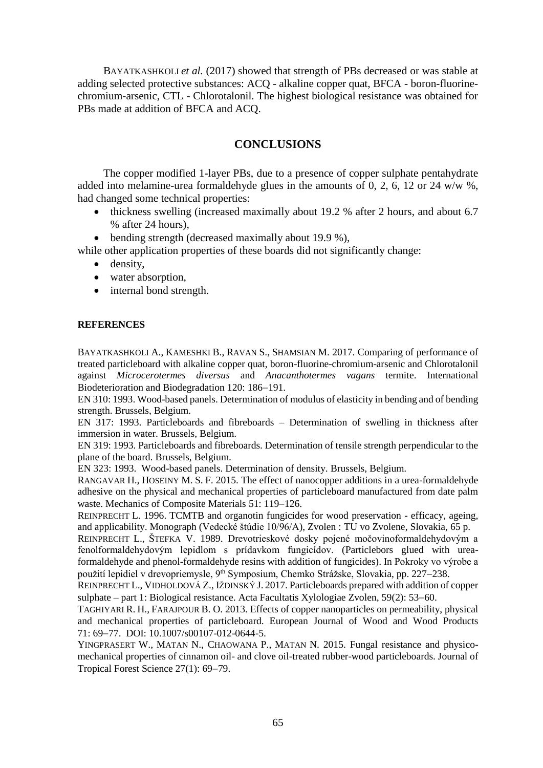BAYATKASHKOLI *et al.* (2017) showed that strength of PBs decreased or was stable at adding selected protective substances: ACQ - alkaline copper quat, BFCA - boron-fluorine-chromium-arsenic, CTL - Chlorotalonil. The highest biological resistance was obtained for PBs made at addition of BFCA and ACQ.

## CONCLUSIONS

The copper modified 1-layer PBs, due to a presence of copper sulphate pentahydrate added into melamine-urea formaldehyde glues in the amounts of 0, 2, 6, 12 or 24 w/w %, had changed some technical properties:

- thickness swelling (increased maximally about 19.2 % after 2 hours, and about 6.7 % after 24 hours),
- bending strength (decreased maximally about 19.9 %),

while other application properties of these boards did not significantly change:

- density,
- water absorption,
- internal bond strength.

### REFERENCES

BAYATKASHKOLI A., KAMESHKI B., RAVAN S., SHAMSIAN M. 2017. Comparing of performance of treated particleboard with alkaline copper quat, boron-fluorine-chromium-arsenic and Chlorotalonil against *Microcerotermes diversus* and *Anacanthotermes vagans* termite. International Biodeterioration and Biodegradation 120: 186−191.

EN 310: 1993. Wood-based panels. Determination of modulus of elasticity in bending and of bending strength. Brussels, Belgium.

EN 317: 1993. Particleboards and fibreboards – Determination of swelling in thickness after immersion in water. Brussels, Belgium.

EN 319: 1993. Particleboards and fibreboards. Determination of tensile strength perpendicular to the plane of the board. Brussels, Belgium.

EN 323: 1993. Wood-based panels. Determination of density. Brussels, Belgium.

RANGAVAR H., HOSEINY M. S. F. 2015. The effect of nanocopper additions in a urea-formaldehyde adhesive on the physical and mechanical properties of particleboard manufactured from date palm waste. Mechanics of Composite Materials 51: 119−126.

REINPRECHT L. 1996. TCMTB and organotin fungicides for wood preservation - efficacy, ageing, and applicability. Monograph (Vedecké štúdie 10/96/A), Zvolen : TU vo Zvolene, Slovakia, 65 p.

REINPRECHT L., ŠTEFKA V. 1989. Drevotrieskové dosky pojené močovinoformaldehydovým a fenolformaldehydovým lepidlom s prídavkom fungicídov. (Particlebors glued with urea-formaldehyde and phenol-formaldehyde resins with addition of fungicides). In Pokroky vo výrobe a použití lepidiel v drevopriemysle, 9th Symposium, Chemko Strážske, Slovakia, pp. 227−238.

REINPRECHT L., VIDHOLDOVÁ Z., IŽDINSKÝ J. 2017. Particleboards prepared with addition of copper sulphate – part 1: Biological resistance. Acta Facultatis Xylologiae Zvolen, 59(2): 53−60.

TAGHIYARI R. H., FARAJPOUR B. O. 2013. Effects of copper nanoparticles on permeability, physical and mechanical properties of particleboard. European Journal of Wood and Wood Products 71: 69−77. DOI: 10.1007/s00107-012-0644-5.

YINGPRASERT W., MATAN N., CHAOWANA P., MATAN N. 2015. Fungal resistance and physico-mechanical properties of cinnamon oil- and clove oil-treated rubber-wood particleboards. Journal of Tropical Forest Science 27(1): 69−79.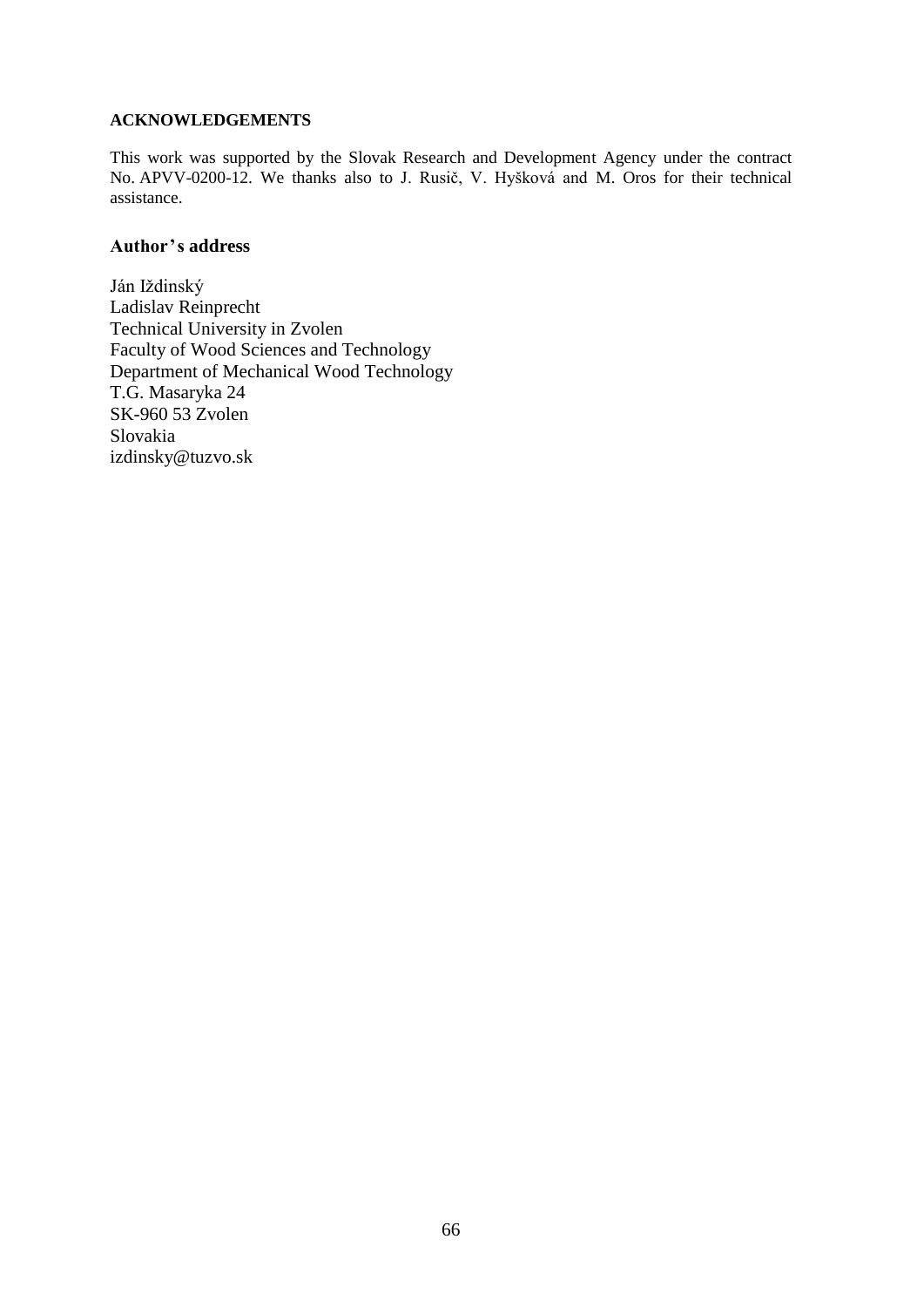## ACKNOWLEDGEMENTS

This work was supported by the Slovak Research and Development Agency under the contract No. APVV-0200-12. We thanks also to J. Rusič, V. Hyšková and M. Oros for their technical assistance.

## Author's address

Ján Iždinský
Ladislav Reinprecht
Technical University in Zvolen
Faculty of Wood Sciences and Technology
Department of Mechanical Wood Technology
T.G. Masaryka 24
SK-960 53 Zvolen
Slovakia
izdinsky@tuzvo.sk